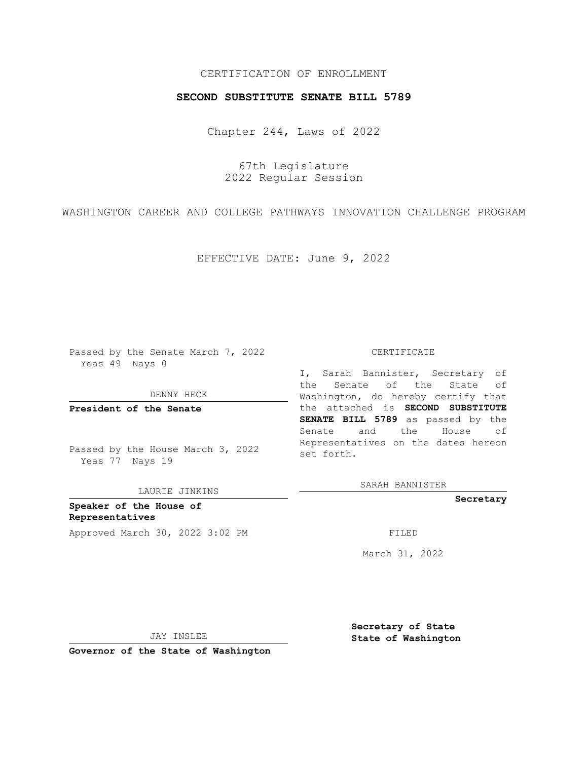CERTIFICATION OF ENROLLMENT

**SECOND SUBSTITUTE SENATE BILL 5789**

Chapter 244, Laws of 2022

67th Legislature
2022 Regular Session

WASHINGTON CAREER AND COLLEGE PATHWAYS INNOVATION CHALLENGE PROGRAM

EFFECTIVE DATE: June 9, 2022

Passed by the Senate March 7, 2022
Yeas 49 Nays 0

DENNY HECK

**President of the Senate**

Passed by the House March 3, 2022
Yeas 77 Nays 19

LAURIE JINKINS

**Speaker of the House of Representatives**

Approved March 30, 2022 3:02 PM

JAY INSLEE

**Governor of the State of Washington**

CERTIFICATE

I, Sarah Bannister, Secretary of the Senate of the State of Washington, do hereby certify that the attached is **SECOND SUBSTITUTE SENATE BILL 5789** as passed by the Senate and the House of Representatives on the dates hereon set forth.

SARAH BANNISTER

**Secretary**

FILED

March 31, 2022

**Secretary of State**
**State of Washington**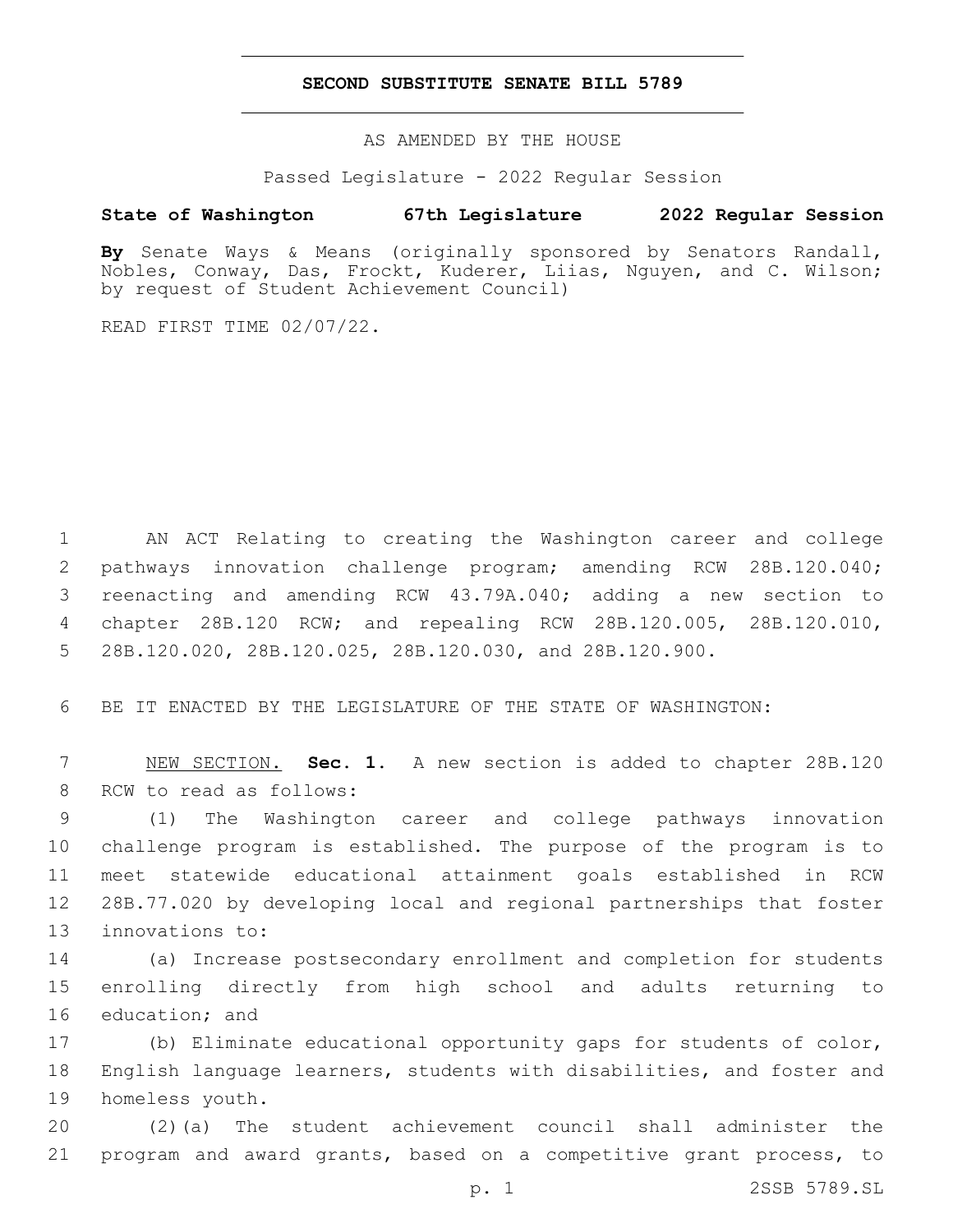# SECOND SUBSTITUTE SENATE BILL 5789

AS AMENDED BY THE HOUSE

Passed Legislature - 2022 Regular Session

**State of Washington 67th Legislature 2022 Regular Session**

**By** Senate Ways & Means (originally sponsored by Senators Randall, Nobles, Conway, Das, Frockt, Kuderer, Liias, Nguyen, and C. Wilson; by request of Student Achievement Council)

READ FIRST TIME 02/07/22.

AN ACT Relating to creating the Washington career and college pathways innovation challenge program; amending RCW 28B.120.040; reenacting and amending RCW 43.79A.040; adding a new section to chapter 28B.120 RCW; and repealing RCW 28B.120.005, 28B.120.010, 28B.120.020, 28B.120.025, 28B.120.030, and 28B.120.900.

BE IT ENACTED BY THE LEGISLATURE OF THE STATE OF WASHINGTON:

NEW SECTION. **Sec. 1.** A new section is added to chapter 28B.120 RCW to read as follows:

(1) The Washington career and college pathways innovation challenge program is established. The purpose of the program is to meet statewide educational attainment goals established in RCW 28B.77.020 by developing local and regional partnerships that foster innovations to:

(a) Increase postsecondary enrollment and completion for students enrolling directly from high school and adults returning to education; and

(b) Eliminate educational opportunity gaps for students of color, English language learners, students with disabilities, and foster and homeless youth.

(2)(a) The student achievement council shall administer the program and award grants, based on a competitive grant process, to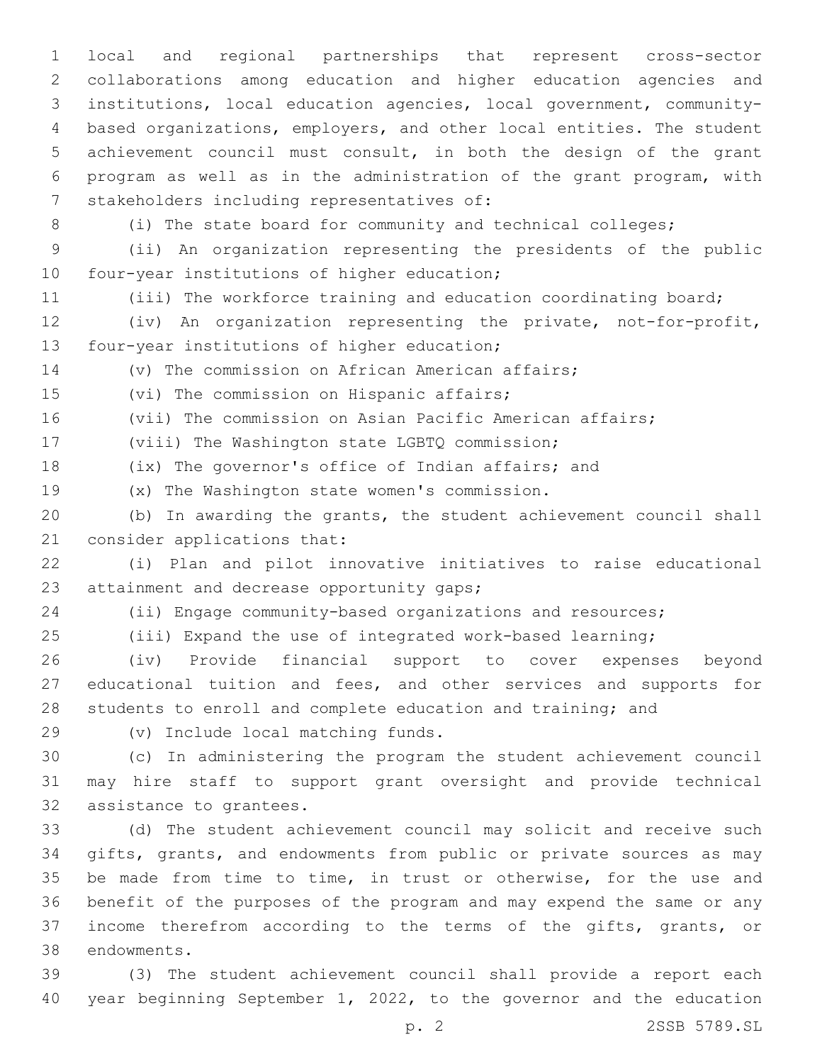local and regional partnerships that represent cross-sector collaborations among education and higher education agencies and institutions, local education agencies, local government, community-based organizations, employers, and other local entities. The student achievement council must consult, in both the design of the grant program as well as in the administration of the grant program, with stakeholders including representatives of:

(i) The state board for community and technical colleges;

(ii) An organization representing the presidents of the public four-year institutions of higher education;

(iii) The workforce training and education coordinating board;

(iv) An organization representing the private, not-for-profit, four-year institutions of higher education;

(v) The commission on African American affairs;

(vi) The commission on Hispanic affairs;

(vii) The commission on Asian Pacific American affairs;

(viii) The Washington state LGBTQ commission;

(ix) The governor's office of Indian affairs; and

(x) The Washington state women's commission.

(b) In awarding the grants, the student achievement council shall consider applications that:

(i) Plan and pilot innovative initiatives to raise educational attainment and decrease opportunity gaps;

(ii) Engage community-based organizations and resources;

(iii) Expand the use of integrated work-based learning;

(iv) Provide financial support to cover expenses beyond educational tuition and fees, and other services and supports for students to enroll and complete education and training; and

(v) Include local matching funds.

(c) In administering the program the student achievement council may hire staff to support grant oversight and provide technical assistance to grantees.

(d) The student achievement council may solicit and receive such gifts, grants, and endowments from public or private sources as may be made from time to time, in trust or otherwise, for the use and benefit of the purposes of the program and may expend the same or any income therefrom according to the terms of the gifts, grants, or endowments.

(3) The student achievement council shall provide a report each year beginning September 1, 2022, to the governor and the education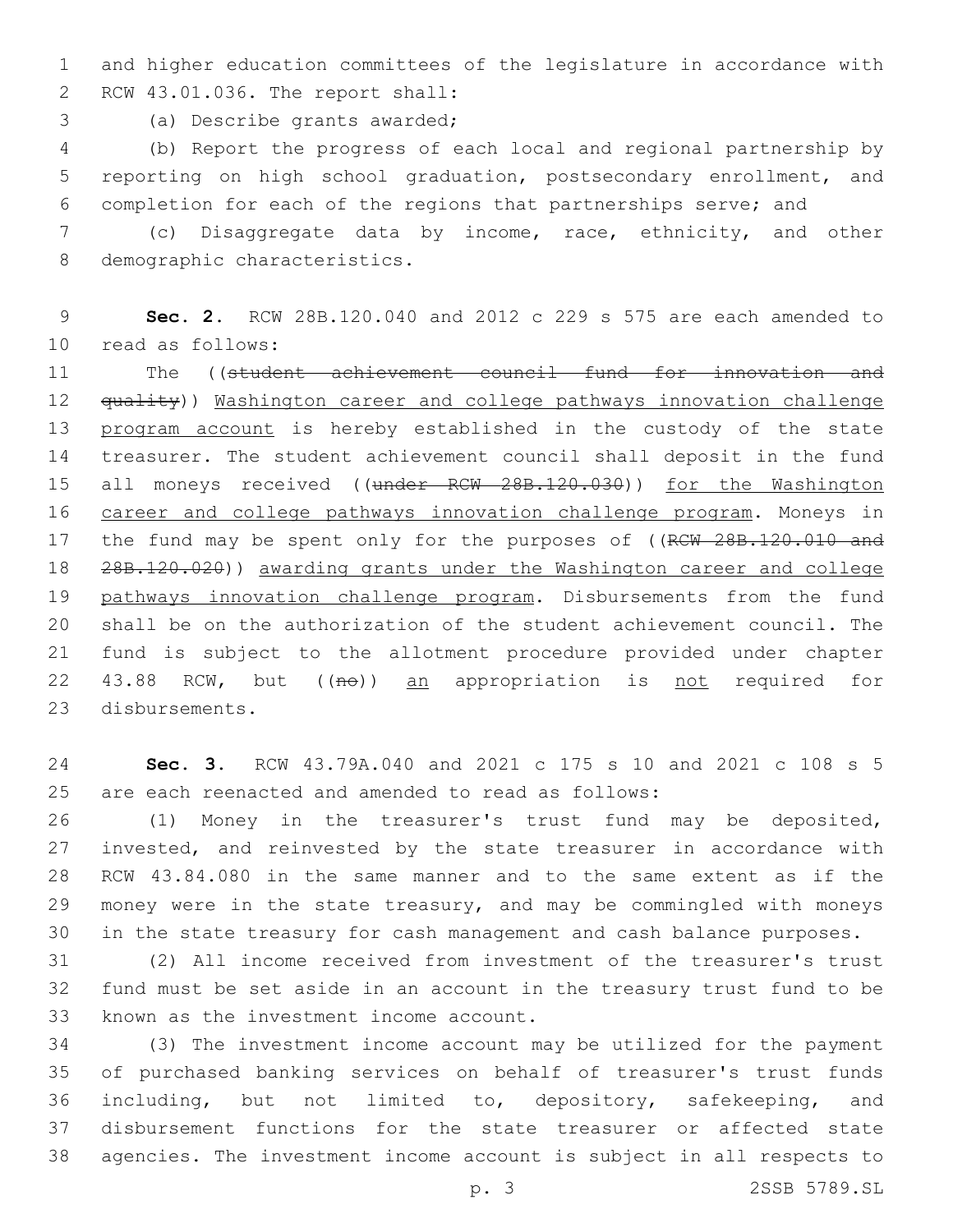and higher education committees of the legislature in accordance with RCW 43.01.036. The report shall:

(a) Describe grants awarded;

(b) Report the progress of each local and regional partnership by reporting on high school graduation, postsecondary enrollment, and completion for each of the regions that partnerships serve; and

(c) Disaggregate data by income, race, ethnicity, and other demographic characteristics.

**Sec. 2.** RCW 28B.120.040 and 2012 c 229 s 575 are each amended to read as follows:

The ((~~student achievement council fund for innovation and quality~~)) <u>Washington career and college pathways innovation challenge program account</u> is hereby established in the custody of the state treasurer. The student achievement council shall deposit in the fund all moneys received ((~~under RCW 28B.120.030~~)) <u>for the Washington career and college pathways innovation challenge program</u>. Moneys in the fund may be spent only for the purposes of ((~~RCW 28B.120.010 and 28B.120.020~~)) <u>awarding grants under the Washington career and college pathways innovation challenge program</u>. Disbursements from the fund shall be on the authorization of the student achievement council. The fund is subject to the allotment procedure provided under chapter 43.88 RCW, but ((~~no~~)) <u>an</u> appropriation is <u>not</u> required for disbursements.

**Sec. 3.** RCW 43.79A.040 and 2021 c 175 s 10 and 2021 c 108 s 5 are each reenacted and amended to read as follows:

(1) Money in the treasurer's trust fund may be deposited, invested, and reinvested by the state treasurer in accordance with RCW 43.84.080 in the same manner and to the same extent as if the money were in the state treasury, and may be commingled with moneys in the state treasury for cash management and cash balance purposes.

(2) All income received from investment of the treasurer's trust fund must be set aside in an account in the treasury trust fund to be known as the investment income account.

(3) The investment income account may be utilized for the payment of purchased banking services on behalf of treasurer's trust funds including, but not limited to, depository, safekeeping, and disbursement functions for the state treasurer or affected state agencies. The investment income account is subject in all respects to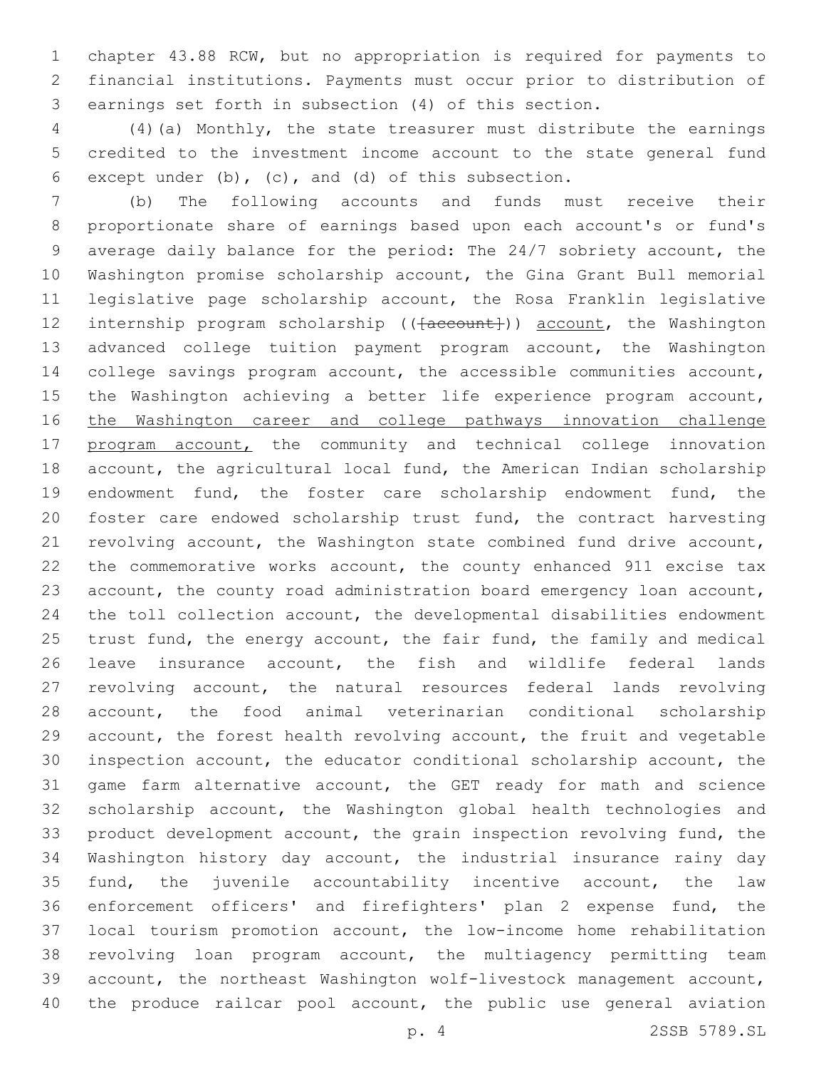chapter 43.88 RCW, but no appropriation is required for payments to financial institutions. Payments must occur prior to distribution of earnings set forth in subsection (4) of this section.

(4)(a) Monthly, the state treasurer must distribute the earnings credited to the investment income account to the state general fund except under (b), (c), and (d) of this subsection.

(b) The following accounts and funds must receive their proportionate share of earnings based upon each account's or fund's average daily balance for the period: The 24/7 sobriety account, the Washington promise scholarship account, the Gina Grant Bull memorial legislative page scholarship account, the Rosa Franklin legislative internship program scholarship ((~~[account]~~)) <u>account</u>, the Washington advanced college tuition payment program account, the Washington college savings program account, the accessible communities account, the Washington achieving a better life experience program account, <u>the Washington career and college pathways innovation challenge program account,</u> the community and technical college innovation account, the agricultural local fund, the American Indian scholarship endowment fund, the foster care scholarship endowment fund, the foster care endowed scholarship trust fund, the contract harvesting revolving account, the Washington state combined fund drive account, the commemorative works account, the county enhanced 911 excise tax account, the county road administration board emergency loan account, the toll collection account, the developmental disabilities endowment trust fund, the energy account, the fair fund, the family and medical leave insurance account, the fish and wildlife federal lands revolving account, the natural resources federal lands revolving account, the food animal veterinarian conditional scholarship account, the forest health revolving account, the fruit and vegetable inspection account, the educator conditional scholarship account, the game farm alternative account, the GET ready for math and science scholarship account, the Washington global health technologies and product development account, the grain inspection revolving fund, the Washington history day account, the industrial insurance rainy day fund, the juvenile accountability incentive account, the law enforcement officers' and firefighters' plan 2 expense fund, the local tourism promotion account, the low-income home rehabilitation revolving loan program account, the multiagency permitting team account, the northeast Washington wolf-livestock management account, the produce railcar pool account, the public use general aviation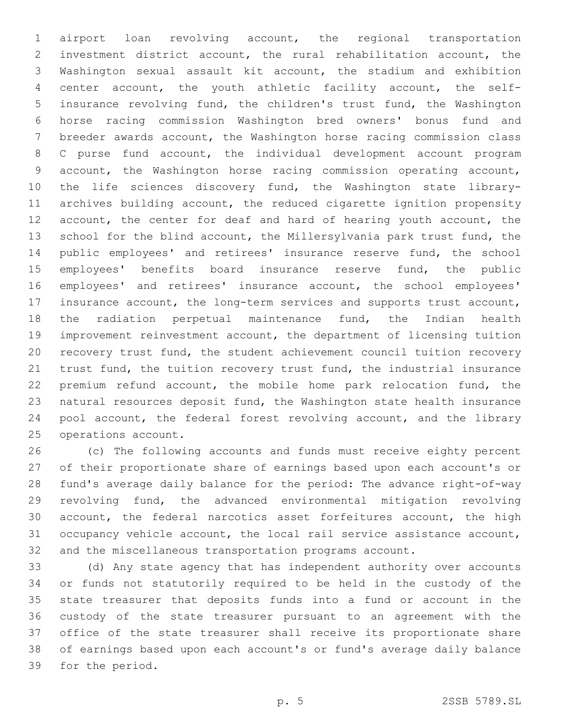airport loan revolving account, the regional transportation investment district account, the rural rehabilitation account, the Washington sexual assault kit account, the stadium and exhibition center account, the youth athletic facility account, the self-insurance revolving fund, the children's trust fund, the Washington horse racing commission Washington bred owners' bonus fund and breeder awards account, the Washington horse racing commission class C purse fund account, the individual development account program account, the Washington horse racing commission operating account, the life sciences discovery fund, the Washington state library-archives building account, the reduced cigarette ignition propensity account, the center for deaf and hard of hearing youth account, the school for the blind account, the Millersylvania park trust fund, the public employees' and retirees' insurance reserve fund, the school employees' benefits board insurance reserve fund, the public employees' and retirees' insurance account, the school employees' insurance account, the long-term services and supports trust account, the radiation perpetual maintenance fund, the Indian health improvement reinvestment account, the department of licensing tuition recovery trust fund, the student achievement council tuition recovery trust fund, the tuition recovery trust fund, the industrial insurance premium refund account, the mobile home park relocation fund, the natural resources deposit fund, the Washington state health insurance pool account, the federal forest revolving account, and the library operations account.

(c) The following accounts and funds must receive eighty percent of their proportionate share of earnings based upon each account's or fund's average daily balance for the period: The advance right-of-way revolving fund, the advanced environmental mitigation revolving account, the federal narcotics asset forfeitures account, the high occupancy vehicle account, the local rail service assistance account, and the miscellaneous transportation programs account.

(d) Any state agency that has independent authority over accounts or funds not statutorily required to be held in the custody of the state treasurer that deposits funds into a fund or account in the custody of the state treasurer pursuant to an agreement with the office of the state treasurer shall receive its proportionate share of earnings based upon each account's or fund's average daily balance for the period.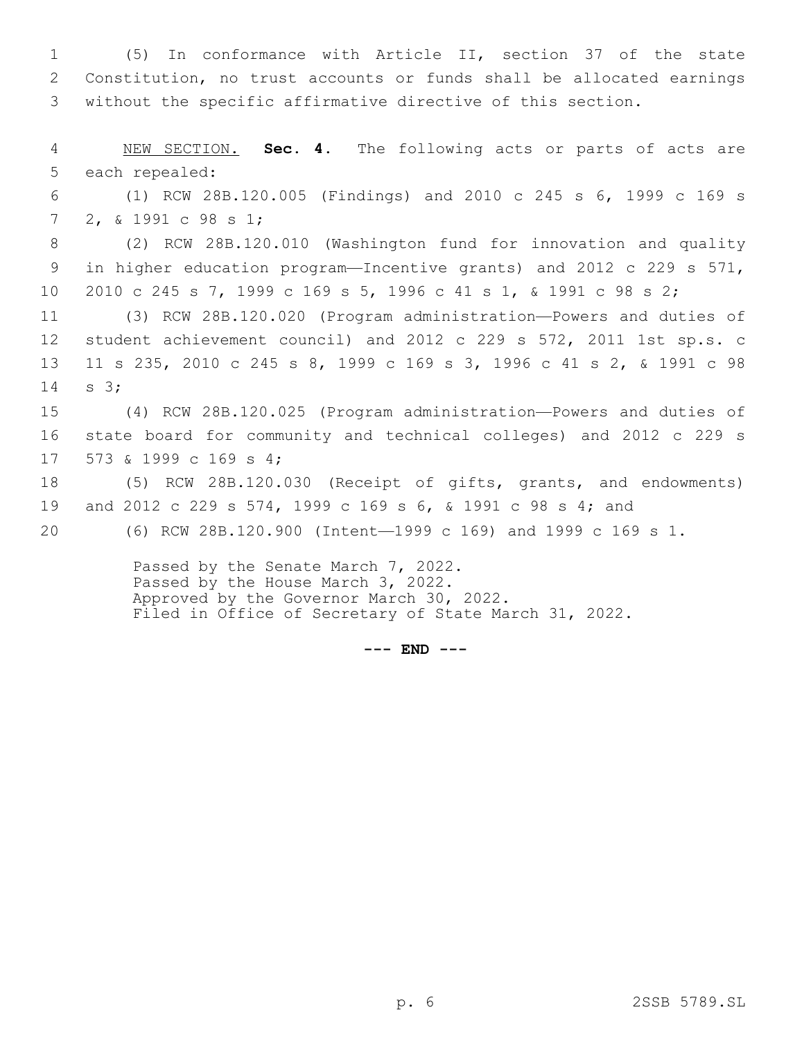(5) In conformance with Article II, section 37 of the state Constitution, no trust accounts or funds shall be allocated earnings without the specific affirmative directive of this section.

NEW SECTION. **Sec. 4.** The following acts or parts of acts are each repealed:

(1) RCW 28B.120.005 (Findings) and 2010 c 245 s 6, 1999 c 169 s 2, & 1991 c 98 s 1;

(2) RCW 28B.120.010 (Washington fund for innovation and quality in higher education program—Incentive grants) and 2012 c 229 s 571, 2010 c 245 s 7, 1999 c 169 s 5, 1996 c 41 s 1, & 1991 c 98 s 2;

(3) RCW 28B.120.020 (Program administration—Powers and duties of student achievement council) and 2012 c 229 s 572, 2011 1st sp.s. c 11 s 235, 2010 c 245 s 8, 1999 c 169 s 3, 1996 c 41 s 2, & 1991 c 98 s 3;

(4) RCW 28B.120.025 (Program administration—Powers and duties of state board for community and technical colleges) and 2012 c 229 s 573 & 1999 c 169 s 4;

(5) RCW 28B.120.030 (Receipt of gifts, grants, and endowments) and 2012 c 229 s 574, 1999 c 169 s 6, & 1991 c 98 s 4; and

(6) RCW 28B.120.900 (Intent—1999 c 169) and 1999 c 169 s 1.

Passed by the Senate March 7, 2022.
Passed by the House March 3, 2022.
Approved by the Governor March 30, 2022.
Filed in Office of Secretary of State March 31, 2022.

--- END ---